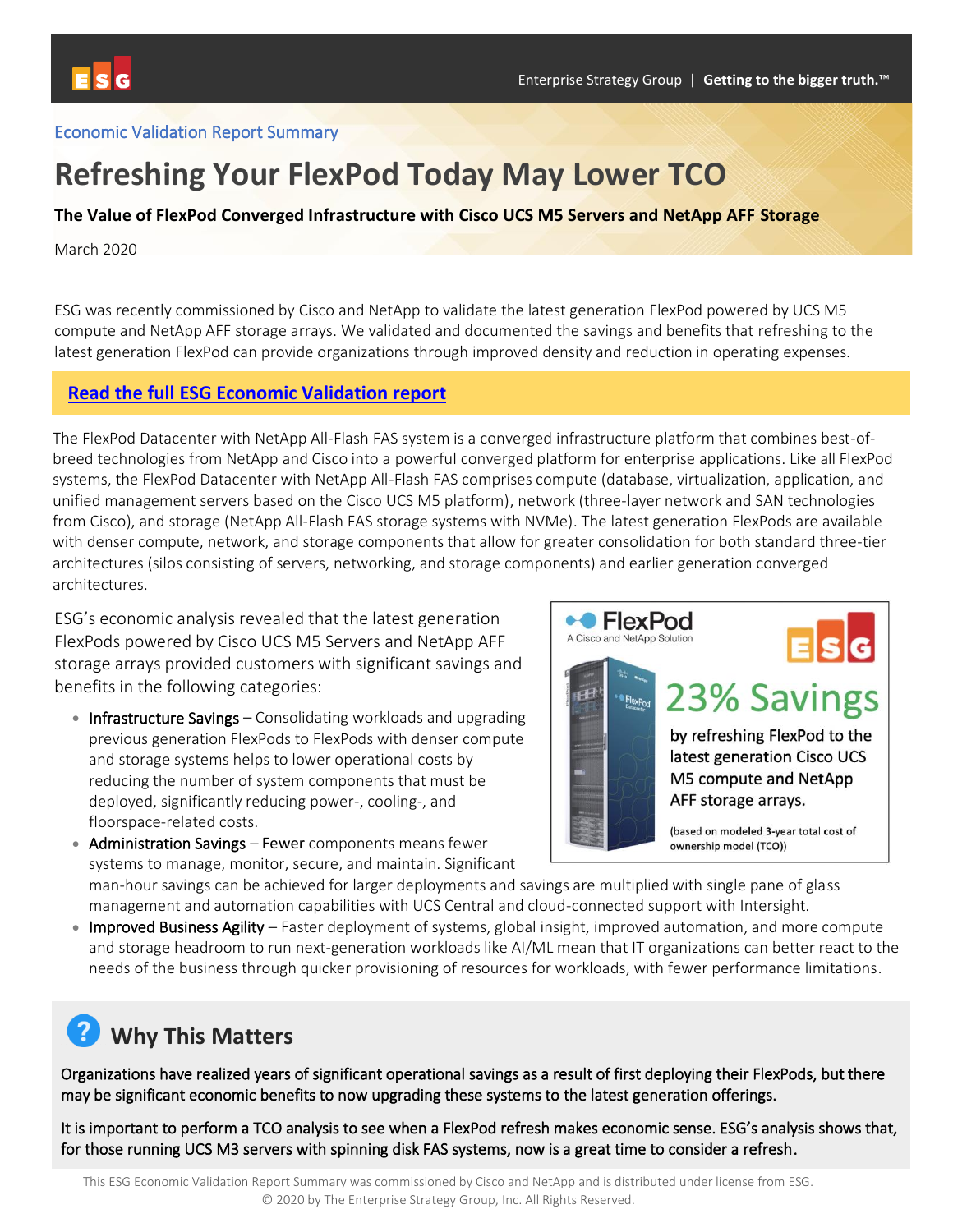Economic Validation Report Summary

# Refreshing Your FlexPod Today May Lower TCO

**The Value of FlexPod Converged Infrastructure with Cisco UCS M5 Servers and NetApp AFF Storage**

March 2020

ESG was recently commissioned by Cisco and NetApp to validate the latest generation FlexPod powered by UCS M5 compute and NetApp AFF storage arrays. We validated and documented the savings and benefits that refreshing to the latest generation FlexPod can provide organizations through improved density and reduction in operating expenses.

**Read the full ESG Economic Validation report**

The FlexPod Datacenter with NetApp All-Flash FAS system is a converged infrastructure platform that combines best-of-breed technologies from NetApp and Cisco into a powerful converged platform for enterprise applications. Like all FlexPod systems, the FlexPod Datacenter with NetApp All-Flash FAS comprises compute (database, virtualization, application, and unified management servers based on the Cisco UCS M5 platform), network (three-layer network and SAN technologies from Cisco), and storage (NetApp All-Flash FAS storage systems with NVMe). The latest generation FlexPods are available with denser compute, network, and storage components that allow for greater consolidation for both standard three-tier architectures (silos consisting of servers, networking, and storage components) and earlier generation converged architectures.

ESG's economic analysis revealed that the latest generation FlexPods powered by Cisco UCS M5 Servers and NetApp AFF storage arrays provided customers with significant savings and benefits in the following categories:

- Infrastructure Savings – Consolidating workloads and upgrading previous generation FlexPods to FlexPods with denser compute and storage systems helps to lower operational costs by reducing the number of system components that must be deployed, significantly reducing power-, cooling-, and floorspace-related costs.
- Administration Savings – Fewer components means fewer systems to manage, monitor, secure, and maintain. Significant man-hour savings can be achieved for larger deployments and savings are multiplied with single pane of glass management and automation capabilities with UCS Central and cloud-connected support with Intersight.
- Improved Business Agility – Faster deployment of systems, global insight, improved automation, and more compute and storage headroom to run next-generation workloads like AI/ML mean that IT organizations can better react to the needs of the business through quicker provisioning of resources for workloads, with fewer performance limitations.

FlexPod
A Cisco and NetApp Solution

**23% Savings**

**by refreshing FlexPod to the latest generation Cisco UCS M5 compute and NetApp AFF storage arrays.**

(based on modeled 3-year total cost of ownership model (TCO))

## Why This Matters

Organizations have realized years of significant operational savings as a result of first deploying their FlexPods, but there may be significant economic benefits to now upgrading these systems to the latest generation offerings.

It is important to perform a TCO analysis to see when a FlexPod refresh makes economic sense. ESG's analysis shows that, for those running UCS M3 servers with spinning disk FAS systems, now is a great time to consider a refresh.

This ESG Economic Validation Report Summary was commissioned by Cisco and NetApp and is distributed under license from ESG.
© 2020 by The Enterprise Strategy Group, Inc. All Rights Reserved.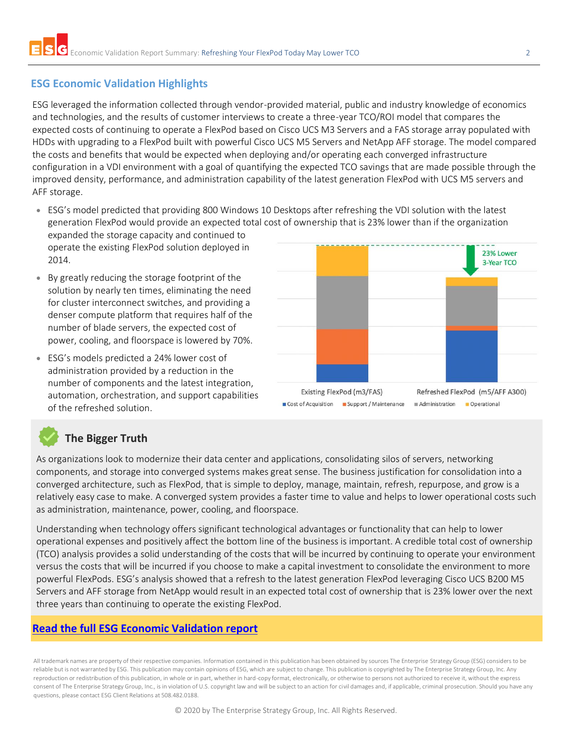## ESG Economic Validation Highlights

ESG leveraged the information collected through vendor-provided material, public and industry knowledge of economics and technologies, and the results of customer interviews to create a three-year TCO/ROI model that compares the expected costs of continuing to operate a FlexPod based on Cisco UCS M3 Servers and a FAS storage array populated with HDDs with upgrading to a FlexPod built with powerful Cisco UCS M5 Servers and NetApp AFF storage. The model compared the costs and benefits that would be expected when deploying and/or operating each converged infrastructure configuration in a VDI environment with a goal of quantifying the expected TCO savings that are made possible through the improved density, performance, and administration capability of the latest generation FlexPod with UCS M5 servers and AFF storage.

- ESG's model predicted that providing 800 Windows 10 Desktops after refreshing the VDI solution with the latest generation FlexPod would provide an expected total cost of ownership that is 23% lower than if the organization expanded the storage capacity and continued to operate the existing FlexPod solution deployed in 2014.
- By greatly reducing the storage footprint of the solution by nearly ten times, eliminating the need for cluster interconnect switches, and providing a denser compute platform that requires half of the number of blade servers, the expected cost of power, cooling, and floorspace is lowered by 70%.
- ESG's models predicted a 24% lower cost of administration provided by a reduction in the number of components and the latest integration, automation, orchestration, and support capabilities of the refreshed solution.

23% Lower
3-Year TCO

Existing FlexPod (m3/FAS)
Refreshed FlexPod (m5/AFF A300)

Cost of Acquisition
Support / Maintenance
Administration
Operational

### The Bigger Truth

As organizations look to modernize their data center and applications, consolidating silos of servers, networking components, and storage into converged systems makes great sense. The business justification for consolidation into a converged architecture, such as FlexPod, that is simple to deploy, manage, maintain, refresh, repurpose, and grow is a relatively easy case to make. A converged system provides a faster time to value and helps to lower operational costs such as administration, maintenance, power, cooling, and floorspace.

Understanding when technology offers significant technological advantages or functionality that can help to lower operational expenses and positively affect the bottom line of the business is important. A credible total cost of ownership (TCO) analysis provides a solid understanding of the costs that will be incurred by continuing to operate your environment versus the costs that will be incurred if you choose to make a capital investment to consolidate the environment to more powerful FlexPods. ESG's analysis showed that a refresh to the latest generation FlexPod leveraging Cisco UCS B200 M5 Servers and AFF storage from NetApp would result in an expected total cost of ownership that is 23% lower over the next three years than continuing to operate the existing FlexPod.

**Read the full ESG Economic Validation report**

All trademark names are property of their respective companies. Information contained in this publication has been obtained by sources The Enterprise Strategy Group (ESG) considers to be reliable but is not warranted by ESG. This publication may contain opinions of ESG, which are subject to change. This publication is copyrighted by The Enterprise Strategy Group, Inc. Any reproduction or redistribution of this publication, in whole or in part, whether in hard-copy format, electronically, or otherwise to persons not authorized to receive it, without the express consent of The Enterprise Strategy Group, Inc., is in violation of U.S. copyright law and will be subject to an action for civil damages and, if applicable, criminal prosecution. Should you have any questions, please contact ESG Client Relations at 508.482.0188.

© 2020 by The Enterprise Strategy Group, Inc. All Rights Reserved.